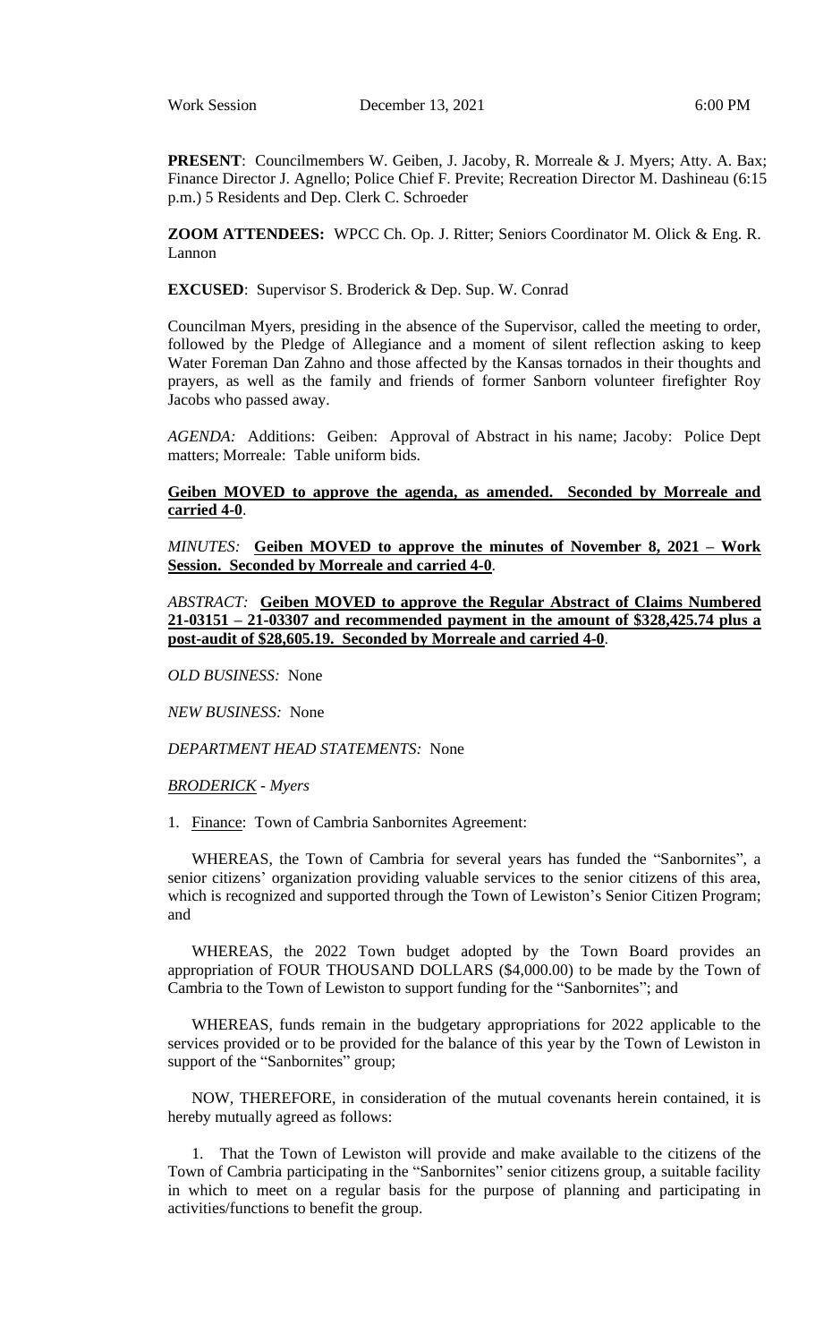Work Session December 13, 2021 6:00 PM

**PRESENT**: Councilmembers W. Geiben, J. Jacoby, R. Morreale & J. Myers; Atty. A. Bax; Finance Director J. Agnello; Police Chief F. Previte; Recreation Director M. Dashineau (6:15 p.m.) 5 Residents and Dep. Clerk C. Schroeder

**ZOOM ATTENDEES:** WPCC Ch. Op. J. Ritter; Seniors Coordinator M. Olick & Eng. R. Lannon

**EXCUSED**: Supervisor S. Broderick & Dep. Sup. W. Conrad

Councilman Myers, presiding in the absence of the Supervisor, called the meeting to order, followed by the Pledge of Allegiance and a moment of silent reflection asking to keep Water Foreman Dan Zahno and those affected by the Kansas tornados in their thoughts and prayers, as well as the family and friends of former Sanborn volunteer firefighter Roy Jacobs who passed away.

*AGENDA:* Additions: Geiben: Approval of Abstract in his name; Jacoby: Police Dept matters; Morreale: Table uniform bids.

**Geiben MOVED to approve the agenda, as amended. Seconded by Morreale and carried 4-0**.

*MINUTES:* **Geiben MOVED to approve the minutes of November 8, 2021 – Work Session. Seconded by Morreale and carried 4-0**.

*ABSTRACT:* **Geiben MOVED to approve the Regular Abstract of Claims Numbered 21-03151 – 21-03307 and recommended payment in the amount of $328,425.74 plus a post-audit of $28,605.19. Seconded by Morreale and carried 4-0**.

*OLD BUSINESS:* None

*NEW BUSINESS:* None

*DEPARTMENT HEAD STATEMENTS:* None

***BRODERICK** - Myers*

1. Finance: Town of Cambria Sanbornites Agreement:

WHEREAS, the Town of Cambria for several years has funded the "Sanbornites", a senior citizens' organization providing valuable services to the senior citizens of this area, which is recognized and supported through the Town of Lewiston's Senior Citizen Program; and

WHEREAS, the 2022 Town budget adopted by the Town Board provides an appropriation of FOUR THOUSAND DOLLARS ($4,000.00) to be made by the Town of Cambria to the Town of Lewiston to support funding for the "Sanbornites"; and

WHEREAS, funds remain in the budgetary appropriations for 2022 applicable to the services provided or to be provided for the balance of this year by the Town of Lewiston in support of the "Sanbornites" group;

NOW, THEREFORE, in consideration of the mutual covenants herein contained, it is hereby mutually agreed as follows:

1. That the Town of Lewiston will provide and make available to the citizens of the Town of Cambria participating in the "Sanbornites" senior citizens group, a suitable facility in which to meet on a regular basis for the purpose of planning and participating in activities/functions to benefit the group.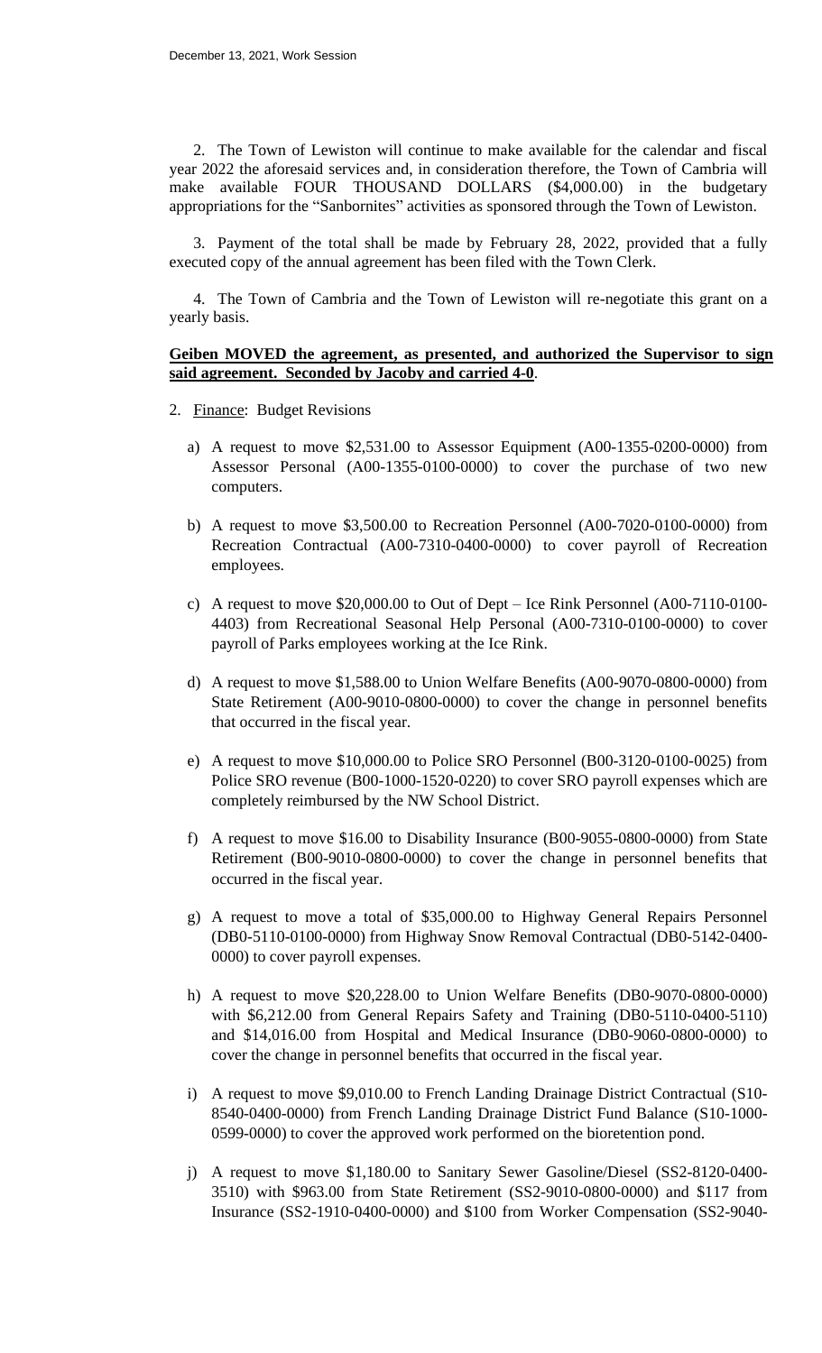2. The Town of Lewiston will continue to make available for the calendar and fiscal year 2022 the aforesaid services and, in consideration therefore, the Town of Cambria will make available FOUR THOUSAND DOLLARS ($4,000.00) in the budgetary appropriations for the "Sanbornites" activities as sponsored through the Town of Lewiston.

3. Payment of the total shall be made by February 28, 2022, provided that a fully executed copy of the annual agreement has been filed with the Town Clerk.

4. The Town of Cambria and the Town of Lewiston will re-negotiate this grant on a yearly basis.

**Geiben MOVED the agreement, as presented, and authorized the Supervisor to sign said agreement. Seconded by Jacoby and carried 4-0**.

2. Finance: Budget Revisions

   a) A request to move $2,531.00 to Assessor Equipment (A00-1355-0200-0000) from Assessor Personal (A00-1355-0100-0000) to cover the purchase of two new computers.

   b) A request to move $3,500.00 to Recreation Personnel (A00-7020-0100-0000) from Recreation Contractual (A00-7310-0400-0000) to cover payroll of Recreation employees.

   c) A request to move $20,000.00 to Out of Dept – Ice Rink Personnel (A00-7110-0100-4403) from Recreational Seasonal Help Personal (A00-7310-0100-0000) to cover payroll of Parks employees working at the Ice Rink.

   d) A request to move $1,588.00 to Union Welfare Benefits (A00-9070-0800-0000) from State Retirement (A00-9010-0800-0000) to cover the change in personnel benefits that occurred in the fiscal year.

   e) A request to move $10,000.00 to Police SRO Personnel (B00-3120-0100-0025) from Police SRO revenue (B00-1000-1520-0220) to cover SRO payroll expenses which are completely reimbursed by the NW School District.

   f) A request to move $16.00 to Disability Insurance (B00-9055-0800-0000) from State Retirement (B00-9010-0800-0000) to cover the change in personnel benefits that occurred in the fiscal year.

   g) A request to move a total of $35,000.00 to Highway General Repairs Personnel (DB0-5110-0100-0000) from Highway Snow Removal Contractual (DB0-5142-0400-0000) to cover payroll expenses.

   h) A request to move $20,228.00 to Union Welfare Benefits (DB0-9070-0800-0000) with $6,212.00 from General Repairs Safety and Training (DB0-5110-0400-5110) and $14,016.00 from Hospital and Medical Insurance (DB0-9060-0800-0000) to cover the change in personnel benefits that occurred in the fiscal year.

   i) A request to move $9,010.00 to French Landing Drainage District Contractual (S10-8540-0400-0000) from French Landing Drainage District Fund Balance (S10-1000-0599-0000) to cover the approved work performed on the bioretention pond.

   j) A request to move $1,180.00 to Sanitary Sewer Gasoline/Diesel (SS2-8120-0400-3510) with $963.00 from State Retirement (SS2-9010-0800-0000) and $117 from Insurance (SS2-1910-0400-0000) and $100 from Worker Compensation (SS2-9040-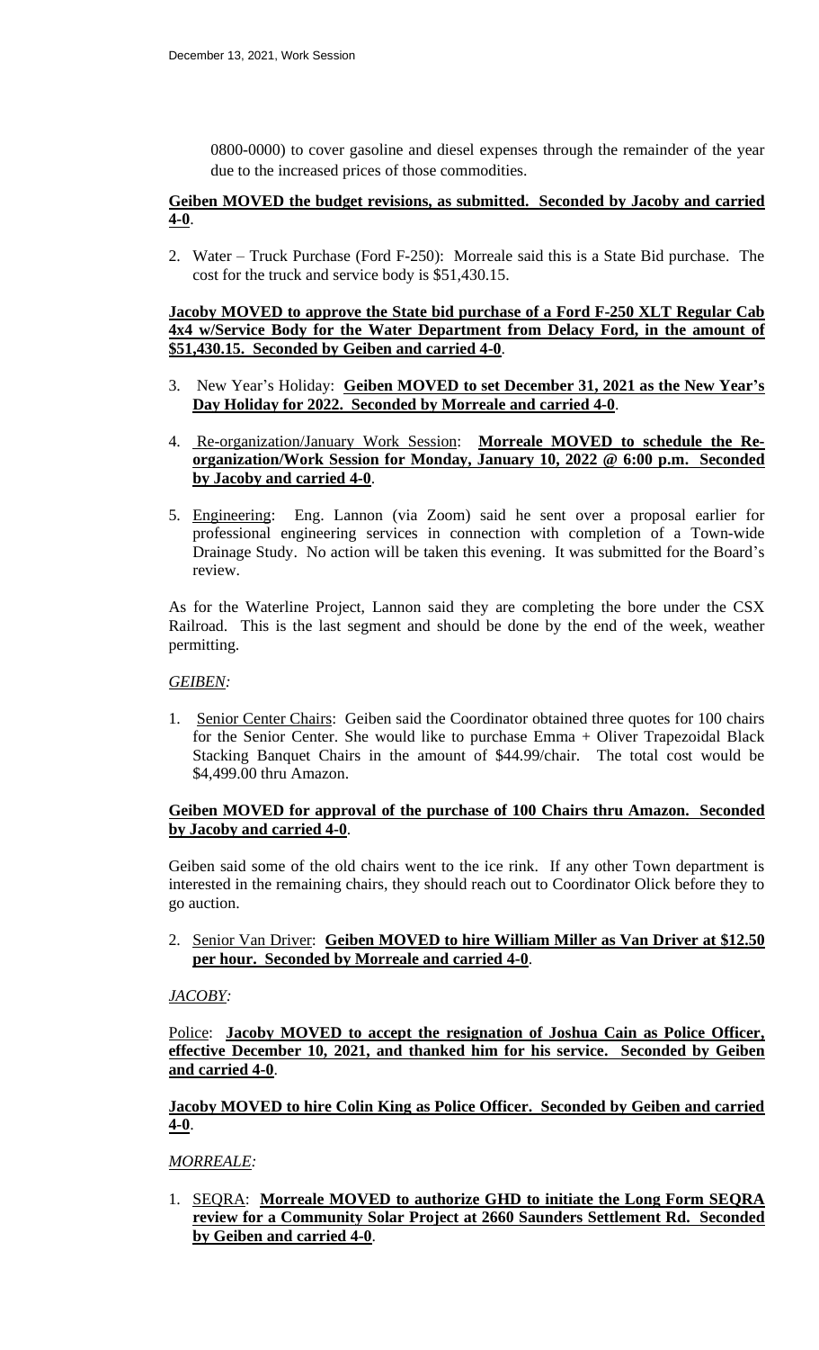0800-0000) to cover gasoline and diesel expenses through the remainder of the year due to the increased prices of those commodities.

**Geiben MOVED the budget revisions, as submitted. Seconded by Jacoby and carried 4-0**.

2. Water – Truck Purchase (Ford F-250): Morreale said this is a State Bid purchase. The cost for the truck and service body is $51,430.15.

**Jacoby MOVED to approve the State bid purchase of a Ford F-250 XLT Regular Cab 4x4 w/Service Body for the Water Department from Delacy Ford, in the amount of $51,430.15. Seconded by Geiben and carried 4-0**.

3. New Year's Holiday: **Geiben MOVED to set December 31, 2021 as the New Year's Day Holiday for 2022. Seconded by Morreale and carried 4-0**.

4. Re-organization/January Work Session: **Morreale MOVED to schedule the Re-organization/Work Session for Monday, January 10, 2022 @ 6:00 p.m. Seconded by Jacoby and carried 4-0**.

5. Engineering: Eng. Lannon (via Zoom) said he sent over a proposal earlier for professional engineering services in connection with completion of a Town-wide Drainage Study. No action will be taken this evening. It was submitted for the Board's review.

As for the Waterline Project, Lannon said they are completing the bore under the CSX Railroad. This is the last segment and should be done by the end of the week, weather permitting.

*GEIBEN:*

1. Senior Center Chairs: Geiben said the Coordinator obtained three quotes for 100 chairs for the Senior Center. She would like to purchase Emma + Oliver Trapezoidal Black Stacking Banquet Chairs in the amount of $44.99/chair. The total cost would be $4,499.00 thru Amazon.

**Geiben MOVED for approval of the purchase of 100 Chairs thru Amazon. Seconded by Jacoby and carried 4-0**.

Geiben said some of the old chairs went to the ice rink. If any other Town department is interested in the remaining chairs, they should reach out to Coordinator Olick before they to go auction.

2. Senior Van Driver: **Geiben MOVED to hire William Miller as Van Driver at $12.50 per hour. Seconded by Morreale and carried 4-0**.

*JACOBY:*

Police: **Jacoby MOVED to accept the resignation of Joshua Cain as Police Officer, effective December 10, 2021, and thanked him for his service. Seconded by Geiben and carried 4-0**.

**Jacoby MOVED to hire Colin King as Police Officer. Seconded by Geiben and carried 4-0**.

*MORREALE:*

1. SEQRA: **Morreale MOVED to authorize GHD to initiate the Long Form SEQRA review for a Community Solar Project at 2660 Saunders Settlement Rd. Seconded by Geiben and carried 4-0**.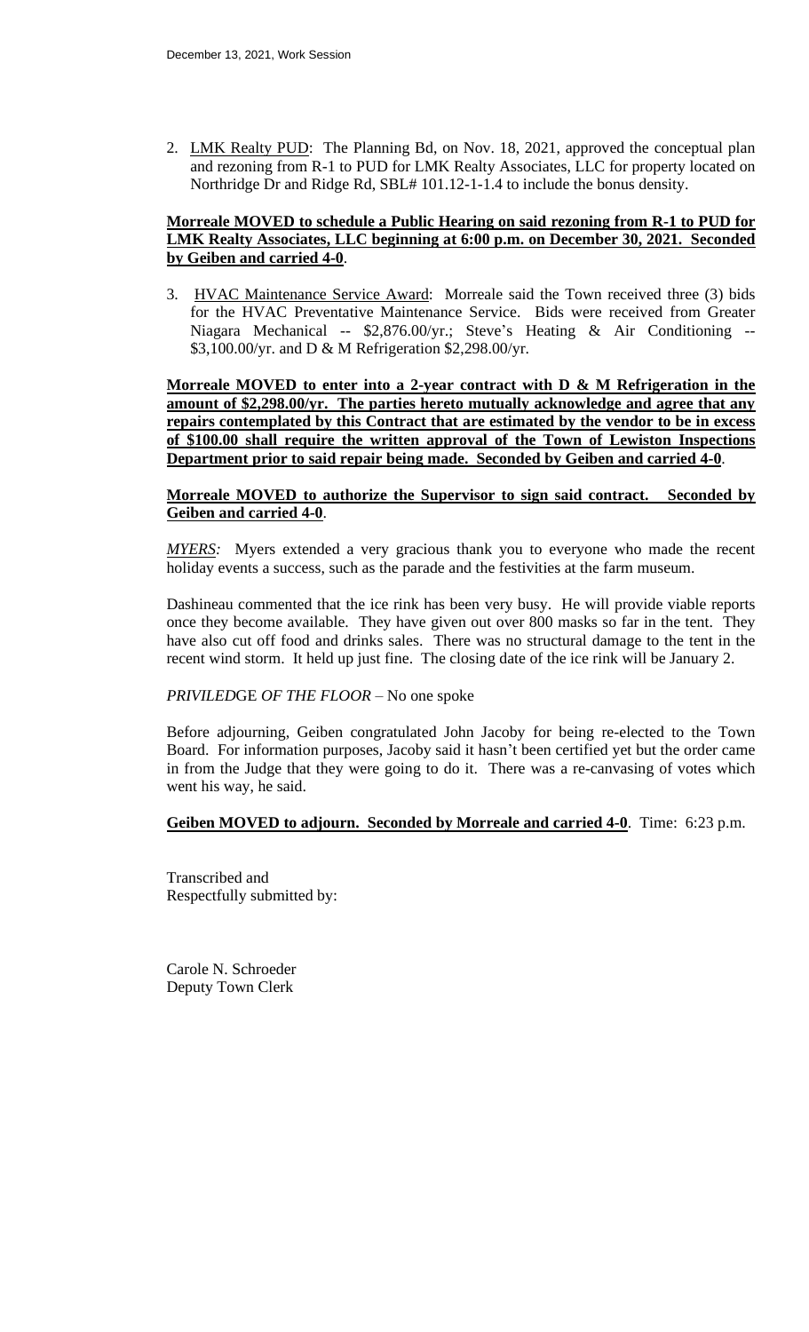2. <u>LMK Realty PUD</u>: The Planning Bd, on Nov. 18, 2021, approved the conceptual plan and rezoning from R-1 to PUD for LMK Realty Associates, LLC for property located on Northridge Dr and Ridge Rd, SBL# 101.12-1-1.4 to include the bonus density.

**<u>Morreale MOVED to schedule a Public Hearing on said rezoning from R-1 to PUD for LMK Realty Associates, LLC beginning at 6:00 p.m. on December 30, 2021. Seconded by Geiben and carried 4-0</u>**.

3. <u>HVAC Maintenance Service Award</u>: Morreale said the Town received three (3) bids for the HVAC Preventative Maintenance Service. Bids were received from Greater Niagara Mechanical -- $2,876.00/yr.; Steve's Heating & Air Conditioning -- $3,100.00/yr. and D & M Refrigeration $2,298.00/yr.

**<u>Morreale MOVED to enter into a 2-year contract with D & M Refrigeration in the amount of $2,298.00/yr. The parties hereto mutually acknowledge and agree that any repairs contemplated by this Contract that are estimated by the vendor to be in excess of $100.00 shall require the written approval of the Town of Lewiston Inspections Department prior to said repair being made. Seconded by Geiben and carried 4-0</u>**.

**<u>Morreale MOVED to authorize the Supervisor to sign said contract. Seconded by Geiben and carried 4-0</u>**.

*<u>MYERS</u>:* Myers extended a very gracious thank you to everyone who made the recent holiday events a success, such as the parade and the festivities at the farm museum.

Dashineau commented that the ice rink has been very busy. He will provide viable reports once they become available. They have given out over 800 masks so far in the tent. They have also cut off food and drinks sales. There was no structural damage to the tent in the recent wind storm. It held up just fine. The closing date of the ice rink will be January 2.

*PRIVILEDGE OF THE FLOOR* – No one spoke

Before adjourning, Geiben congratulated John Jacoby for being re-elected to the Town Board. For information purposes, Jacoby said it hasn't been certified yet but the order came in from the Judge that they were going to do it. There was a re-canvasing of votes which went his way, he said.

**<u>Geiben MOVED to adjourn. Seconded by Morreale and carried 4-0</u>**. Time: 6:23 p.m.

Transcribed and
Respectfully submitted by:

Carole N. Schroeder
Deputy Town Clerk